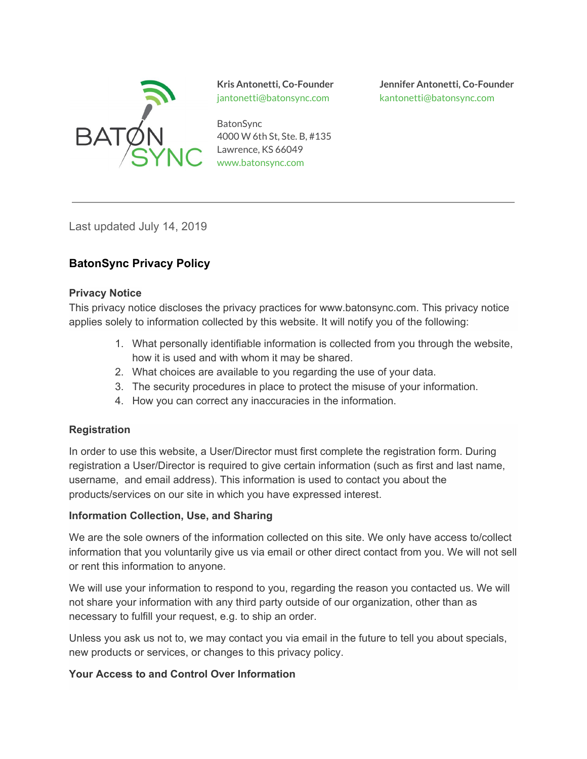**Kris Antonetti, Co-Founder**
jantonetti@batonsync.com

**Jennifer Antonetti, Co-Founder**
kantonetti@batonsync.com

BatonSync
4000 W 6th St, Ste. B, #135
Lawrence, KS 66049
www.batonsync.com

---

Last updated July 14, 2019

## BatonSync Privacy Policy

### Privacy Notice

This privacy notice discloses the privacy practices for www.batonsync.com. This privacy notice applies solely to information collected by this website. It will notify you of the following:

1. What personally identifiable information is collected from you through the website, how it is used and with whom it may be shared.
2. What choices are available to you regarding the use of your data.
3. The security procedures in place to protect the misuse of your information.
4. How you can correct any inaccuracies in the information.

### Registration

In order to use this website, a User/Director must first complete the registration form. During registration a User/Director is required to give certain information (such as first and last name, username, and email address). This information is used to contact you about the products/services on our site in which you have expressed interest.

### Information Collection, Use, and Sharing

We are the sole owners of the information collected on this site. We only have access to/collect information that you voluntarily give us via email or other direct contact from you. We will not sell or rent this information to anyone.

We will use your information to respond to you, regarding the reason you contacted us. We will not share your information with any third party outside of our organization, other than as necessary to fulfill your request, e.g. to ship an order.

Unless you ask us not to, we may contact you via email in the future to tell you about specials, new products or services, or changes to this privacy policy.

### Your Access to and Control Over Information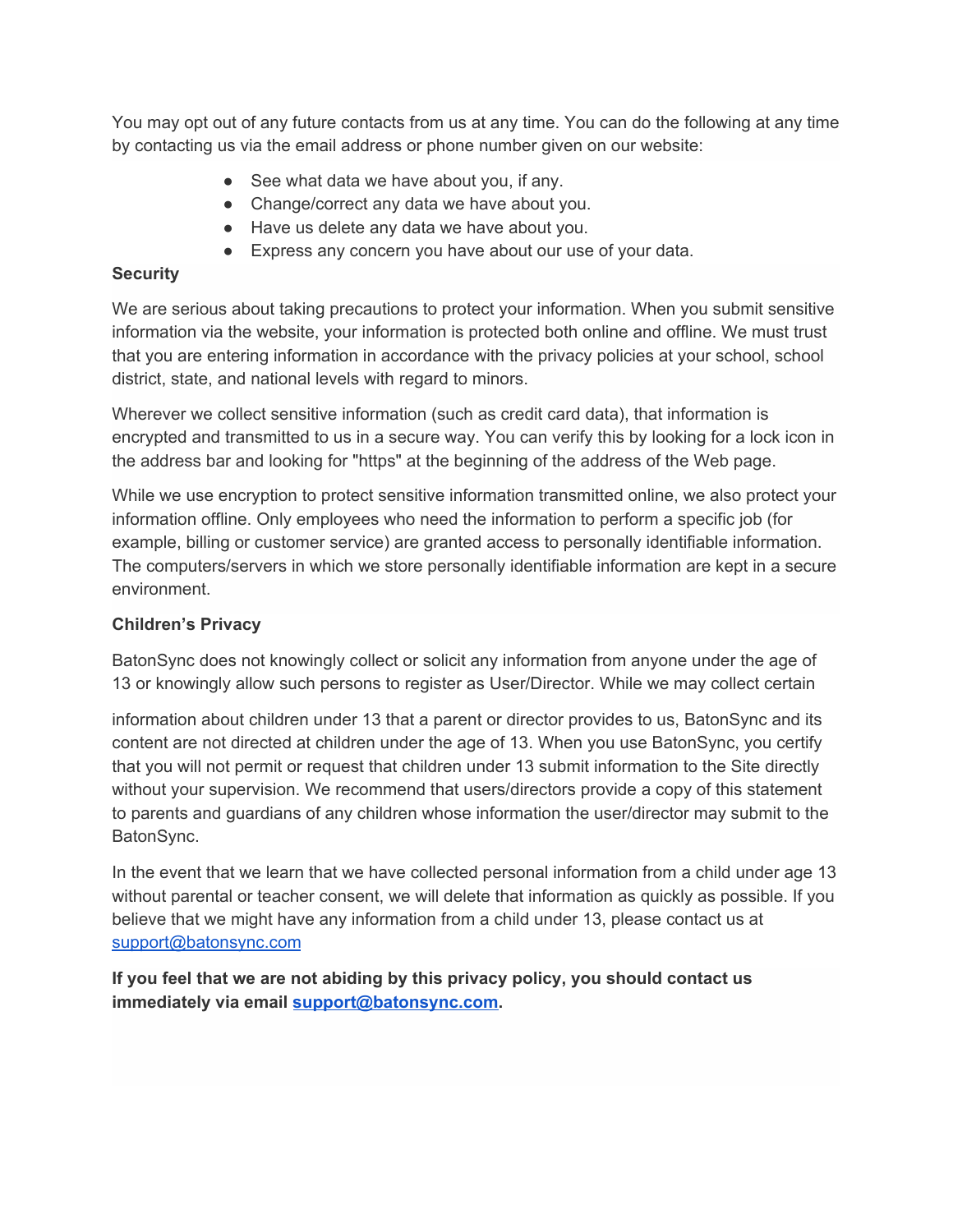You may opt out of any future contacts from us at any time. You can do the following at any time by contacting us via the email address or phone number given on our website:

- See what data we have about you, if any.
- Change/correct any data we have about you.
- Have us delete any data we have about you.
- Express any concern you have about our use of your data.

**Security**

We are serious about taking precautions to protect your information. When you submit sensitive information via the website, your information is protected both online and offline. We must trust that you are entering information in accordance with the privacy policies at your school, school district, state, and national levels with regard to minors.

Wherever we collect sensitive information (such as credit card data), that information is encrypted and transmitted to us in a secure way. You can verify this by looking for a lock icon in the address bar and looking for "https" at the beginning of the address of the Web page.

While we use encryption to protect sensitive information transmitted online, we also protect your information offline. Only employees who need the information to perform a specific job (for example, billing or customer service) are granted access to personally identifiable information. The computers/servers in which we store personally identifiable information are kept in a secure environment.

**Children's Privacy**

BatonSync does not knowingly collect or solicit any information from anyone under the age of 13 or knowingly allow such persons to register as User/Director. While we may collect certain information about children under 13 that a parent or director provides to us, BatonSync and its content are not directed at children under the age of 13. When you use BatonSync, you certify that you will not permit or request that children under 13 submit information to the Site directly without your supervision. We recommend that users/directors provide a copy of this statement to parents and guardians of any children whose information the user/director may submit to the BatonSync.

In the event that we learn that we have collected personal information from a child under age 13 without parental or teacher consent, we will delete that information as quickly as possible. If you believe that we might have any information from a child under 13, please contact us at support@batonsync.com

**If you feel that we are not abiding by this privacy policy, you should contact us immediately via email support@batonsync.com.**